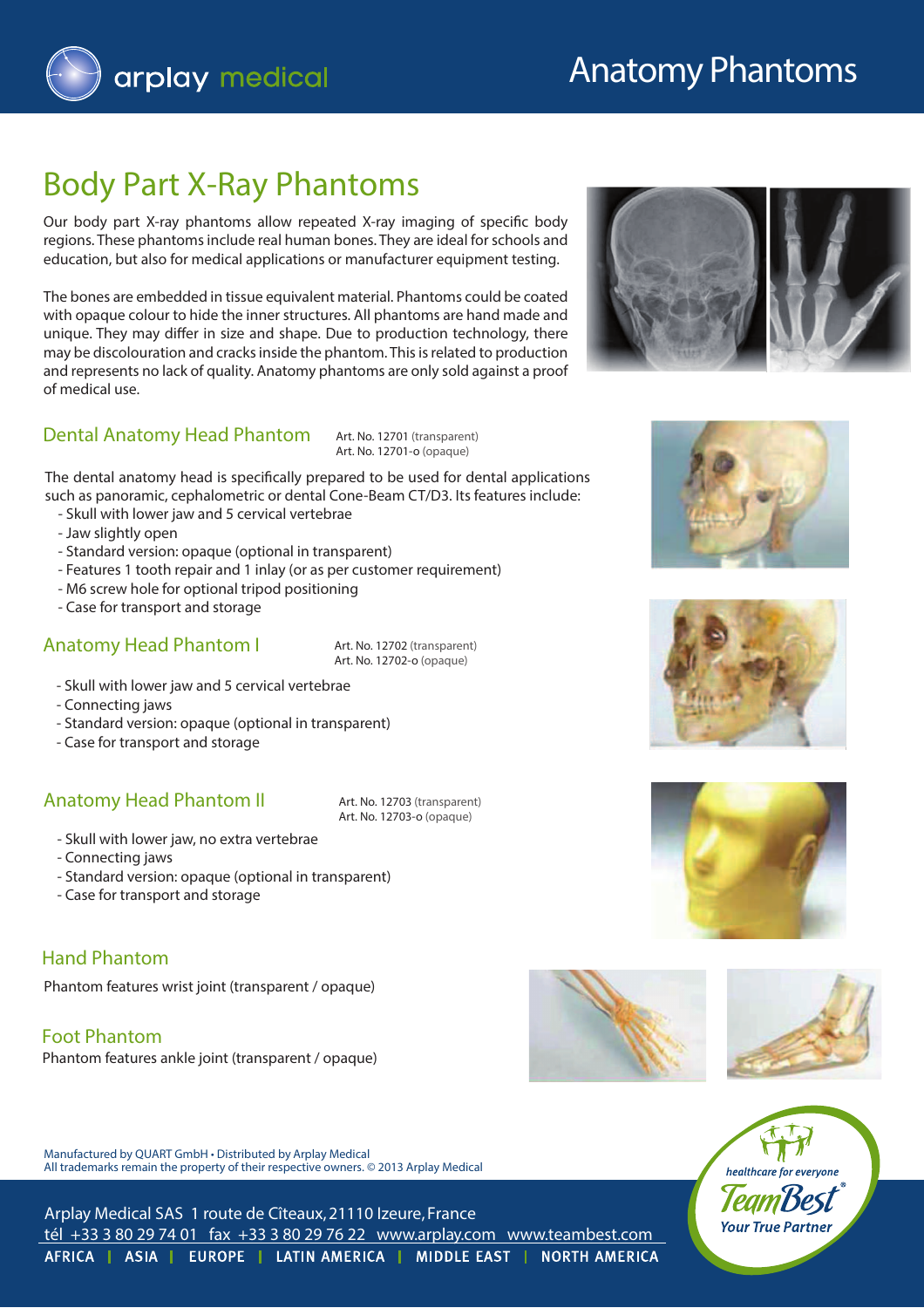arplay medical

# Anatomy Phantoms

## Body Part X-Ray Phantoms

Our body part X-ray phantoms allow repeated X-ray imaging of specific body regions. These phantoms include real human bones. They are ideal for schools and education, but also for medical applications or manufacturer equipment testing.

The bones are embedded in tissue equivalent material. Phantoms could be coated with opaque colour to hide the inner structures. All phantoms are hand made and unique. They may differ in size and shape. Due to production technology, there may be discolouration and cracks inside the phantom. This is related to production and represents no lack of quality. Anatomy phantoms are only sold against a proof of medical use.

### Dental Anatomy Head Phantom

Art. No. 12701 (transparent)
Art. No. 12701-o (opaque)

The dental anatomy head is specifically prepared to be used for dental applications such as panoramic, cephalometric or dental Cone-Beam CT/D3. Its features include:

- Skull with lower jaw and 5 cervical vertebrae
- Jaw slightly open
- Standard version: opaque (optional in transparent)
- Features 1 tooth repair and 1 inlay (or as per customer requirement)
- M6 screw hole for optional tripod positioning
- Case for transport and storage

### Anatomy Head Phantom I

Art. No. 12702 (transparent)
Art. No. 12702-o (opaque)

- Skull with lower jaw and 5 cervical vertebrae
- Connecting jaws
- Standard version: opaque (optional in transparent)
- Case for transport and storage

### Anatomy Head Phantom II

Art. No. 12703 (transparent)
Art. No. 12703-o (opaque)

- Skull with lower jaw, no extra vertebrae
- Connecting jaws
- Standard version: opaque (optional in transparent)
- Case for transport and storage

### Hand Phantom

Phantom features wrist joint (transparent / opaque)

### Foot Phantom

Phantom features ankle joint (transparent / opaque)

Manufactured by QUART GmbH • Distributed by Arplay Medical
All trademarks remain the property of their respective owners. © 2013 Arplay Medical

Arplay Medical SAS 1 route de Cîteaux, 21110 Izeure, France
tél +33 3 80 29 74 01 fax +33 3 80 29 76 22 www.arplay.com www.teambest.com
AFRICA | ASIA | EUROPE | LATIN AMERICA | MIDDLE EAST | NORTH AMERICA

healthcare for everyone
TeamBest®
Your True Partner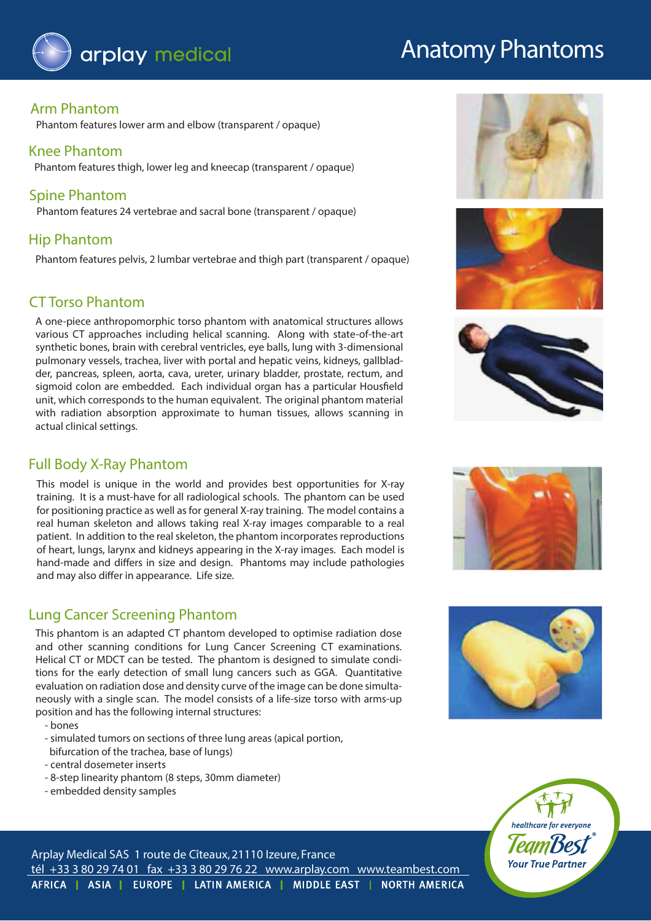# Anatomy Phantoms

## Arm Phantom

Phantom features lower arm and elbow (transparent / opaque)

## Knee Phantom

Phantom features thigh, lower leg and kneecap (transparent / opaque)

## Spine Phantom

Phantom features 24 vertebrae and sacral bone (transparent / opaque)

## Hip Phantom

Phantom features pelvis, 2 lumbar vertebrae and thigh part (transparent / opaque)

## CT Torso Phantom

A one-piece anthropomorphic torso phantom with anatomical structures allows various CT approaches including helical scanning. Along with state-of-the-art synthetic bones, brain with cerebral ventricles, eye balls, lung with 3-dimensional pulmonary vessels, trachea, liver with portal and hepatic veins, kidneys, gallbladder, pancreas, spleen, aorta, cava, ureter, urinary bladder, prostate, rectum, and sigmoid colon are embedded. Each individual organ has a particular Housfield unit, which corresponds to the human equivalent. The original phantom material with radiation absorption approximate to human tissues, allows scanning in actual clinical settings.

## Full Body X-Ray Phantom

This model is unique in the world and provides best opportunities for X-ray training. It is a must-have for all radiological schools. The phantom can be used for positioning practice as well as for general X-ray training. The model contains a real human skeleton and allows taking real X-ray images comparable to a real patient. In addition to the real skeleton, the phantom incorporates reproductions of heart, lungs, larynx and kidneys appearing in the X-ray images. Each model is hand-made and differs in size and design. Phantoms may include pathologies and may also differ in appearance. Life size.

## Lung Cancer Screening Phantom

This phantom is an adapted CT phantom developed to optimise radiation dose and other scanning conditions for Lung Cancer Screening CT examinations. Helical CT or MDCT can be tested. The phantom is designed to simulate conditions for the early detection of small lung cancers such as GGA. Quantitative evaluation on radiation dose and density curve of the image can be done simultaneously with a single scan. The model consists of a life-size torso with arms-up position and has the following internal structures:

- bones
- simulated tumors on sections of three lung areas (apical portion, bifurcation of the trachea, base of lungs)
- central dosemeter inserts
- 8-step linearity phantom (8 steps, 30mm diameter)
- embedded density samples

Arplay Medical SAS 1 route de Cîteaux, 21110 Izeure, France
tél +33 3 80 29 74 01 fax +33 3 80 29 76 22 www.arplay.com www.teambest.com
AFRICA | ASIA | EUROPE | LATIN AMERICA | MIDDLE EAST | NORTH AMERICA

healthcare for everyone TeamBest® Your True Partner